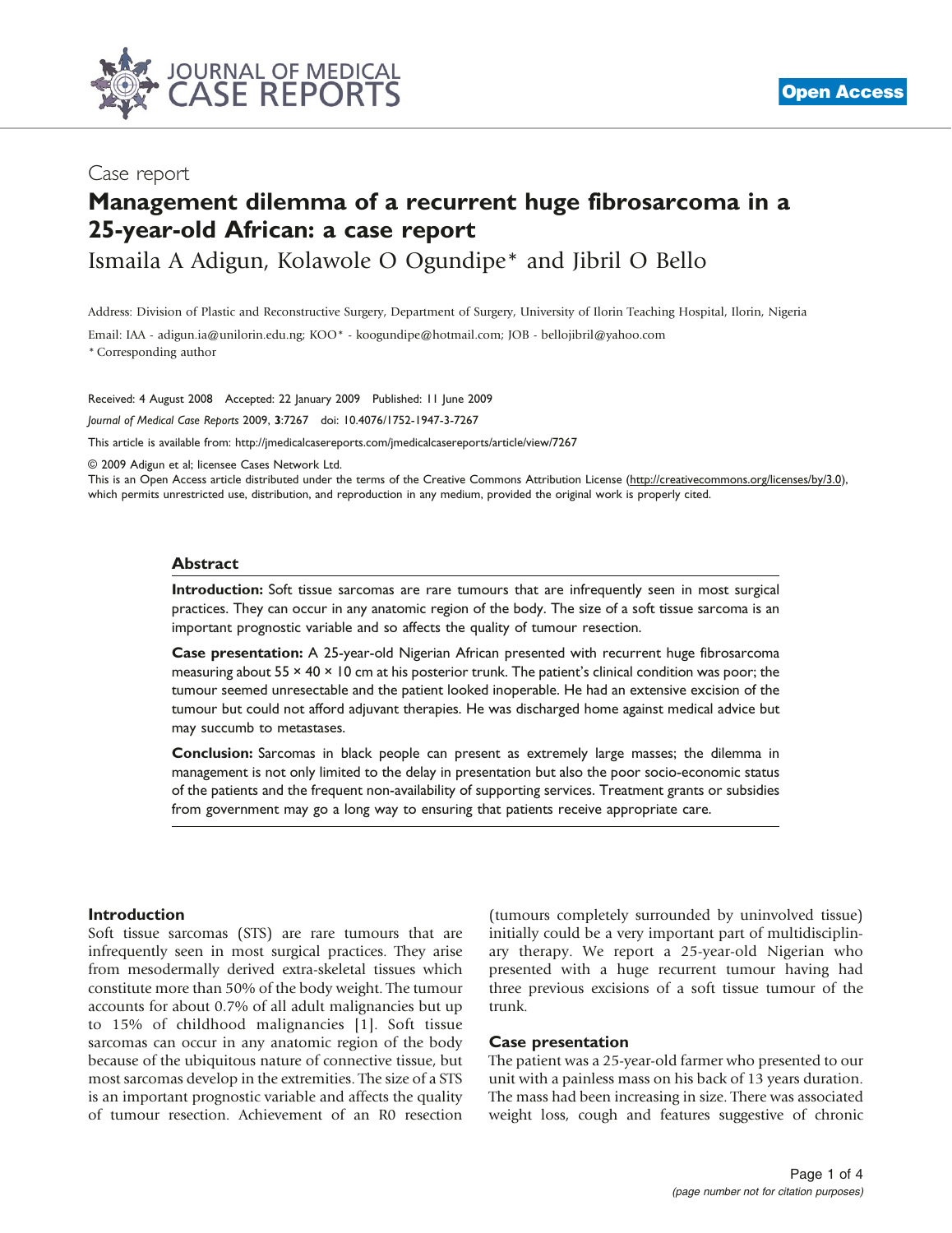Case report

# Management dilemma of a recurrent huge fibrosarcoma in a 25-year-old African: a case report

Ismaila A Adigun, Kolawole O Ogundipe* and Jibril O Bello

Address: Division of Plastic and Reconstructive Surgery, Department of Surgery, University of Ilorin Teaching Hospital, Ilorin, Nigeria

Email: IAA - adigun.ia@unilorin.edu.ng; KOO* - koogundipe@hotmail.com; JOB - bellojibril@yahoo.com

* Corresponding author

Received: 4 August 2008 Accepted: 22 January 2009 Published: 11 June 2009

*Journal of Medical Case Reports* 2009, **3**:7267 doi: 10.4076/1752-1947-3-7267

This article is available from: http://jmedicalcasereports.com/jmedicalcasereports/article/view/7267

© 2009 Adigun et al; licensee Cases Network Ltd.

This is an Open Access article distributed under the terms of the Creative Commons Attribution License (http://creativecommons.org/licenses/by/3.0), which permits unrestricted use, distribution, and reproduction in any medium, provided the original work is properly cited.

## Abstract

**Introduction:** Soft tissue sarcomas are rare tumours that are infrequently seen in most surgical practices. They can occur in any anatomic region of the body. The size of a soft tissue sarcoma is an important prognostic variable and so affects the quality of tumour resection.

**Case presentation:** A 25-year-old Nigerian African presented with recurrent huge fibrosarcoma measuring about 55 × 40 × 10 cm at his posterior trunk. The patient's clinical condition was poor; the tumour seemed unresectable and the patient looked inoperable. He had an extensive excision of the tumour but could not afford adjuvant therapies. He was discharged home against medical advice but may succumb to metastases.

**Conclusion:** Sarcomas in black people can present as extremely large masses; the dilemma in management is not only limited to the delay in presentation but also the poor socio-economic status of the patients and the frequent non-availability of supporting services. Treatment grants or subsidies from government may go a long way to ensuring that patients receive appropriate care.

## Introduction

Soft tissue sarcomas (STS) are rare tumours that are infrequently seen in most surgical practices. They arise from mesodermally derived extra-skeletal tissues which constitute more than 50% of the body weight. The tumour accounts for about 0.7% of all adult malignancies but up to 15% of childhood malignancies [1]. Soft tissue sarcomas can occur in any anatomic region of the body because of the ubiquitous nature of connective tissue, but most sarcomas develop in the extremities. The size of a STS is an important prognostic variable and affects the quality of tumour resection. Achievement of an R0 resection (tumours completely surrounded by uninvolved tissue) initially could be a very important part of multidisciplinary therapy. We report a 25-year-old Nigerian who presented with a huge recurrent tumour having had three previous excisions of a soft tissue tumour of the trunk.

## Case presentation

The patient was a 25-year-old farmer who presented to our unit with a painless mass on his back of 13 years duration. The mass had been increasing in size. There was associated weight loss, cough and features suggestive of chronic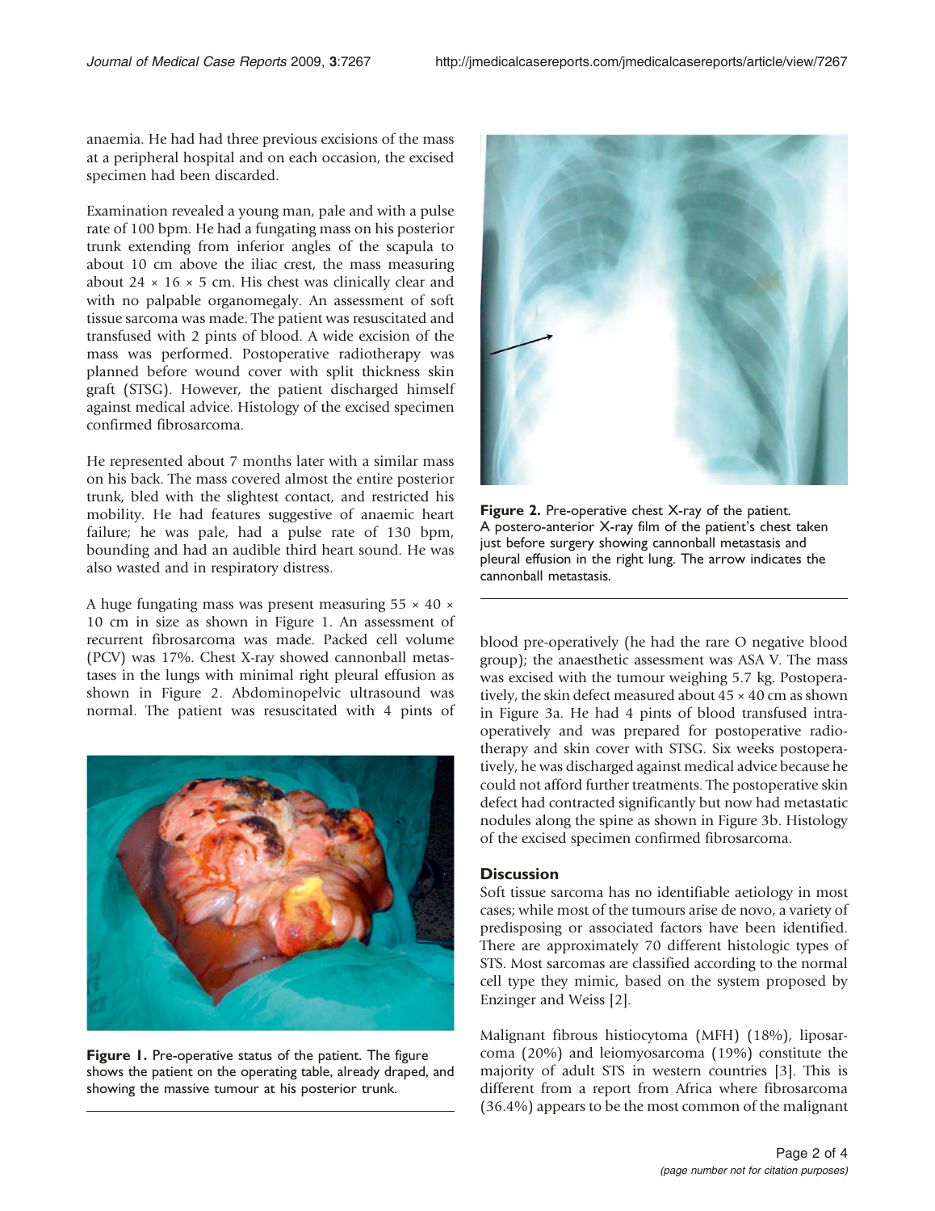anaemia. He had had three previous excisions of the mass at a peripheral hospital and on each occasion, the excised specimen had been discarded.

Examination revealed a young man, pale and with a pulse rate of 100 bpm. He had a fungating mass on his posterior trunk extending from inferior angles of the scapula to about 10 cm above the iliac crest, the mass measuring about 24 × 16 × 5 cm. His chest was clinically clear and with no palpable organomegaly. An assessment of soft tissue sarcoma was made. The patient was resuscitated and transfused with 2 pints of blood. A wide excision of the mass was performed. Postoperative radiotherapy was planned before wound cover with split thickness skin graft (STSG). However, the patient discharged himself against medical advice. Histology of the excised specimen confirmed fibrosarcoma.

He represented about 7 months later with a similar mass on his back. The mass covered almost the entire posterior trunk, bled with the slightest contact, and restricted his mobility. He had features suggestive of anaemic heart failure; he was pale, had a pulse rate of 130 bpm, bounding and had an audible third heart sound. He was also wasted and in respiratory distress.

A huge fungating mass was present measuring 55 × 40 × 10 cm in size as shown in Figure 1. An assessment of recurrent fibrosarcoma was made. Packed cell volume (PCV) was 17%. Chest X-ray showed cannonball metastases in the lungs with minimal right pleural effusion as shown in Figure 2. Abdominopelvic ultrasound was normal. The patient was resuscitated with 4 pints of blood pre-operatively (he had the rare O negative blood group); the anaesthetic assessment was ASA V. The mass was excised with the tumour weighing 5.7 kg. Postoperatively, the skin defect measured about 45 × 40 cm as shown in Figure 3a. He had 4 pints of blood transfused intraoperatively and was prepared for postoperative radiotherapy and skin cover with STSG. Six weeks postoperatively, he was discharged against medical advice because he could not afford further treatments. The postoperative skin defect had contracted significantly but now had metastatic nodules along the spine as shown in Figure 3b. Histology of the excised specimen confirmed fibrosarcoma.

**Figure 1.** Pre-operative status of the patient. The figure shows the patient on the operating table, already draped, and showing the massive tumour at his posterior trunk.

**Figure 2.** Pre-operative chest X-ray of the patient. A postero-anterior X-ray film of the patient's chest taken just before surgery showing cannonball metastasis and pleural effusion in the right lung. The arrow indicates the cannonball metastasis.

## Discussion

Soft tissue sarcoma has no identifiable aetiology in most cases; while most of the tumours arise de novo, a variety of predisposing or associated factors have been identified. There are approximately 70 different histologic types of STS. Most sarcomas are classified according to the normal cell type they mimic, based on the system proposed by Enzinger and Weiss [2].

Malignant fibrous histiocytoma (MFH) (18%), liposarcoma (20%) and leiomyosarcoma (19%) constitute the majority of adult STS in western countries [3]. This is different from a report from Africa where fibrosarcoma (36.4%) appears to be the most common of the malignant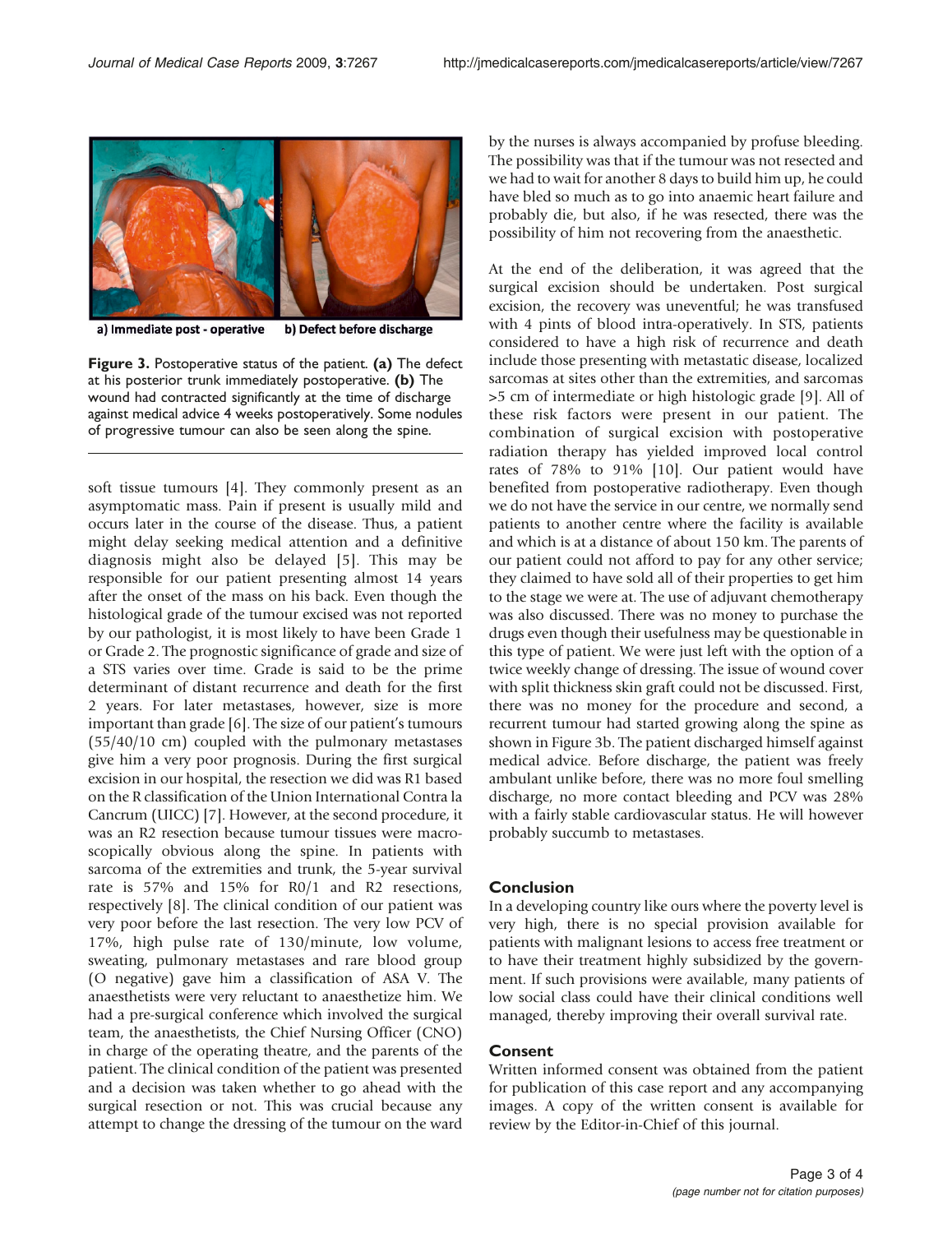a) Immediate post - operative    b) Defect before discharge

**Figure 3.** Postoperative status of the patient. **(a)** The defect at his posterior trunk immediately postoperative. **(b)** The wound had contracted significantly at the time of discharge against medical advice 4 weeks postoperatively. Some nodules of progressive tumour can also be seen along the spine.

soft tissue tumours [4]. They commonly present as an asymptomatic mass. Pain if present is usually mild and occurs later in the course of the disease. Thus, a patient might delay seeking medical attention and a definitive diagnosis might also be delayed [5]. This may be responsible for our patient presenting almost 14 years after the onset of the mass on his back. Even though the histological grade of the tumour excised was not reported by our pathologist, it is most likely to have been Grade 1 or Grade 2. The prognostic significance of grade and size of a STS varies over time. Grade is said to be the prime determinant of distant recurrence and death for the first 2 years. For later metastases, however, size is more important than grade [6]. The size of our patient's tumours (55/40/10 cm) coupled with the pulmonary metastases give him a very poor prognosis. During the first surgical excision in our hospital, the resection we did was R1 based on the R classification of the Union International Contra la Cancrum (UICC) [7]. However, at the second procedure, it was an R2 resection because tumour tissues were macroscopically obvious along the spine. In patients with sarcoma of the extremities and trunk, the 5-year survival rate is 57% and 15% for R0/1 and R2 resections, respectively [8]. The clinical condition of our patient was very poor before the last resection. The very low PCV of 17%, high pulse rate of 130/minute, low volume, sweating, pulmonary metastases and rare blood group (O negative) gave him a classification of ASA V. The anaesthetists were very reluctant to anaesthetize him. We had a pre-surgical conference which involved the surgical team, the anaesthetists, the Chief Nursing Officer (CNO) in charge of the operating theatre, and the parents of the patient. The clinical condition of the patient was presented and a decision was taken whether to go ahead with the surgical resection or not. This was crucial because any attempt to change the dressing of the tumour on the ward by the nurses is always accompanied by profuse bleeding. The possibility was that if the tumour was not resected and we had to wait for another 8 days to build him up, he could have bled so much as to go into anaemic heart failure and probably die, but also, if he was resected, there was the possibility of him not recovering from the anaesthetic.

At the end of the deliberation, it was agreed that the surgical excision should be undertaken. Post surgical excision, the recovery was uneventful; he was transfused with 4 pints of blood intra-operatively. In STS, patients considered to have a high risk of recurrence and death include those presenting with metastatic disease, localized sarcomas at sites other than the extremities, and sarcomas >5 cm of intermediate or high histologic grade [9]. All of these risk factors were present in our patient. The combination of surgical excision with postoperative radiation therapy has yielded improved local control rates of 78% to 91% [10]. Our patient would have benefited from postoperative radiotherapy. Even though we do not have the service in our centre, we normally send patients to another centre where the facility is available and which is at a distance of about 150 km. The parents of our patient could not afford to pay for any other service; they claimed to have sold all of their properties to get him to the stage we were at. The use of adjuvant chemotherapy was also discussed. There was no money to purchase the drugs even though their usefulness may be questionable in this type of patient. We were just left with the option of a twice weekly change of dressing. The issue of wound cover with split thickness skin graft could not be discussed. First, there was no money for the procedure and second, a recurrent tumour had started growing along the spine as shown in Figure 3b. The patient discharged himself against medical advice. Before discharge, the patient was freely ambulant unlike before, there was no more foul smelling discharge, no more contact bleeding and PCV was 28% with a fairly stable cardiovascular status. He will however probably succumb to metastases.

## Conclusion

In a developing country like ours where the poverty level is very high, there is no special provision available for patients with malignant lesions to access free treatment or to have their treatment highly subsidized by the government. If such provisions were available, many patients of low social class could have their clinical conditions well managed, thereby improving their overall survival rate.

## Consent

Written informed consent was obtained from the patient for publication of this case report and any accompanying images. A copy of the written consent is available for review by the Editor-in-Chief of this journal.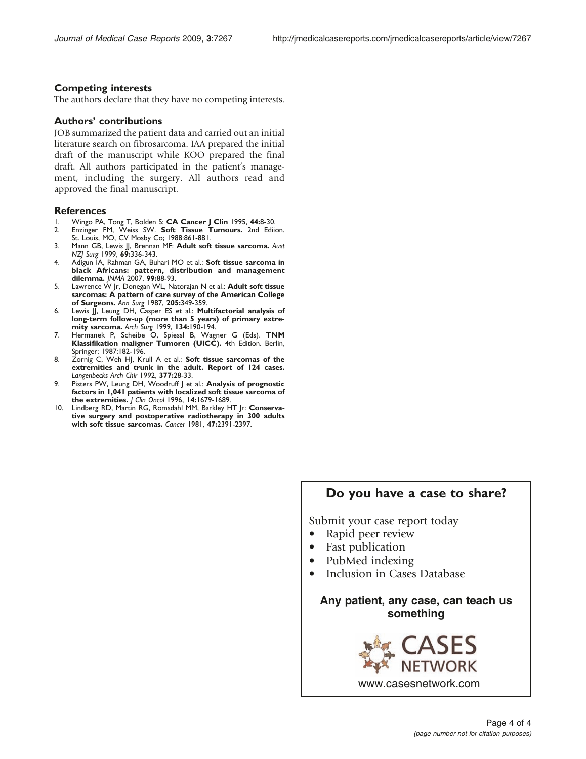## Competing interests

The authors declare that they have no competing interests.

## Authors' contributions

JOB summarized the patient data and carried out an initial literature search on fibrosarcoma. IAA prepared the initial draft of the manuscript while KOO prepared the final draft. All authors participated in the patient's management, including the surgery. All authors read and approved the final manuscript.

## References

1. Wingo PA, Tong T, Bolden S: **CA Cancer J Clin** 1995, **44:**8-30.
2. Enzinger FM, Weiss SW. **Soft Tissue Tumours.** 2nd Ediion. St. Louis, MO, CV Mosby Co; 1988:861-881.
3. Mann GB, Lewis JJ, Brennan MF: **Adult soft tissue sarcoma.** *Aust NZJ Surg* 1999, **69:**336-343.
4. Adigun IA, Rahman GA, Buhari MO et al.: **Soft tissue sarcoma in black Africans: pattern, distribution and management dilemma.** *JNMA* 2007, **99:**88-93.
5. Lawrence W Jr, Donegan WL, Natorajan N et al.: **Adult soft tissue sarcomas: A pattern of care survey of the American College of Surgeons.** *Ann Surg* 1987, **205:**349-359.
6. Lewis JJ, Leung DH, Casper ES et al.: **Multifactorial analysis of long-term follow-up (more than 5 years) of primary extremity sarcoma.** *Arch Surg* 1999, **134:**190-194.
7. Hermanek P, Scheibe O, Spiessl B, Wagner G (Eds). **TNM Klassifikation maligner Tumoren (UICC).** 4th Edition. Berlin, Springer; 1987:182-196.
8. Zornig C, Weh HJ, Krull A et al.: **Soft tissue sarcomas of the extremities and trunk in the adult. Report of 124 cases.** *Langenbecks Arch Chir* 1992, **377:**28-33.
9. Pisters PW, Leung DH, Woodruff J et al.: **Analysis of prognostic factors in 1,041 patients with localized soft tissue sarcoma of the extremities.** *J Clin Oncol* 1996, **14:**1679-1689.
10. Lindberg RD, Martin RG, Romsdahl MM, Barkley HT Jr: **Conservative surgery and postoperative radiotherapy in 300 adults with soft tissue sarcomas.** *Cancer* 1981, **47:**2391-2397.

**Do you have a case to share?**

Submit your case report today

- Rapid peer review
- Fast publication
- PubMed indexing
- Inclusion in Cases Database

**Any patient, any case, can teach us something**

CASES NETWORK

www.casesnetwork.com